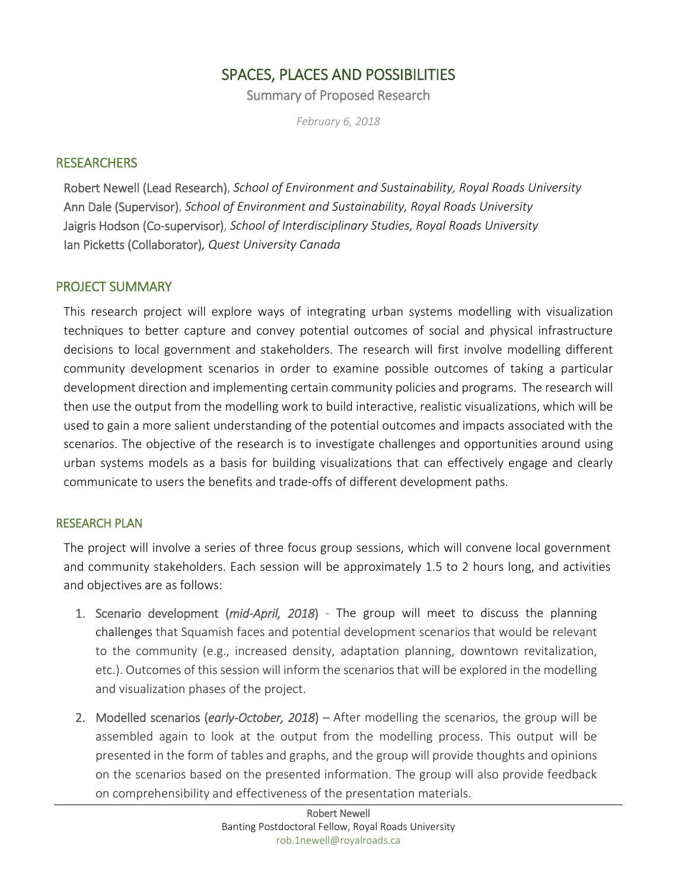# SPACES, PLACES AND POSSIBILITIES

Summary of Proposed Research

*February 6, 2018*

## RESEARCHERS

Robert Newell (Lead Research), *School of Environment and Sustainability, Royal Roads University*
Ann Dale (Supervisor), *School of Environment and Sustainability, Royal Roads University*
Jaigris Hodson (Co-supervisor), *School of Interdisciplinary Studies, Royal Roads University*
Ian Picketts (Collaborator), *Quest University Canada*

## PROJECT SUMMARY

This research project will explore ways of integrating urban systems modelling with visualization techniques to better capture and convey potential outcomes of social and physical infrastructure decisions to local government and stakeholders. The research will first involve modelling different community development scenarios in order to examine possible outcomes of taking a particular development direction and implementing certain community policies and programs. The research will then use the output from the modelling work to build interactive, realistic visualizations, which will be used to gain a more salient understanding of the potential outcomes and impacts associated with the scenarios. The objective of the research is to investigate challenges and opportunities around using urban systems models as a basis for building visualizations that can effectively engage and clearly communicate to users the benefits and trade-offs of different development paths.

## RESEARCH PLAN

The project will involve a series of three focus group sessions, which will convene local government and community stakeholders. Each session will be approximately 1.5 to 2 hours long, and activities and objectives are as follows:

1. Scenario development (*mid-April, 2018*) - The group will meet to discuss the planning challenges that Squamish faces and potential development scenarios that would be relevant to the community (e.g., increased density, adaptation planning, downtown revitalization, etc.). Outcomes of this session will inform the scenarios that will be explored in the modelling and visualization phases of the project.
2. Modelled scenarios (*early-October, 2018*) – After modelling the scenarios, the group will be assembled again to look at the output from the modelling process. This output will be presented in the form of tables and graphs, and the group will provide thoughts and opinions on the scenarios based on the presented information. The group will also provide feedback on comprehensibility and effectiveness of the presentation materials.

Robert Newell
Banting Postdoctoral Fellow, Royal Roads University
rob.1newell@royalroads.ca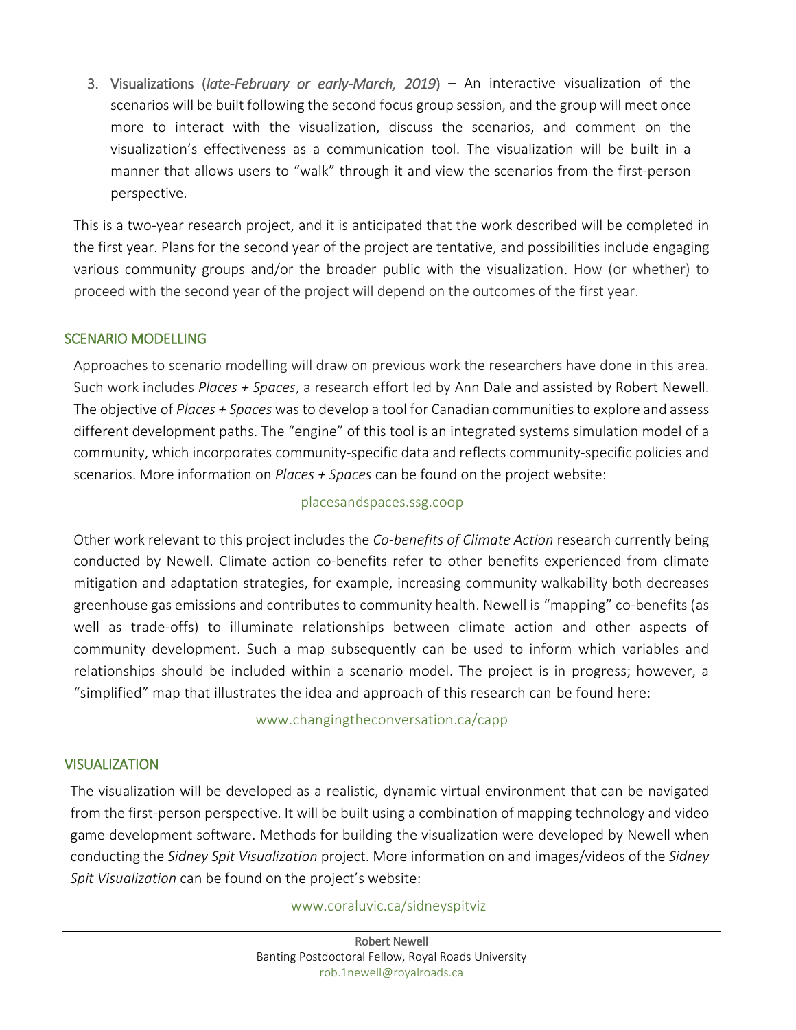3. Visualizations (*late-February or early-March, 2019*) – An interactive visualization of the scenarios will be built following the second focus group session, and the group will meet once more to interact with the visualization, discuss the scenarios, and comment on the visualization's effectiveness as a communication tool. The visualization will be built in a manner that allows users to "walk" through it and view the scenarios from the first-person perspective.

This is a two-year research project, and it is anticipated that the work described will be completed in the first year. Plans for the second year of the project are tentative, and possibilities include engaging various community groups and/or the broader public with the visualization. How (or whether) to proceed with the second year of the project will depend on the outcomes of the first year.

## SCENARIO MODELLING

Approaches to scenario modelling will draw on previous work the researchers have done in this area. Such work includes *Places + Spaces*, a research effort led by Ann Dale and assisted by Robert Newell. The objective of *Places + Spaces* was to develop a tool for Canadian communities to explore and assess different development paths. The "engine" of this tool is an integrated systems simulation model of a community, which incorporates community-specific data and reflects community-specific policies and scenarios. More information on *Places + Spaces* can be found on the project website:

placesandspaces.ssg.coop

Other work relevant to this project includes the *Co-benefits of Climate Action* research currently being conducted by Newell. Climate action co-benefits refer to other benefits experienced from climate mitigation and adaptation strategies, for example, increasing community walkability both decreases greenhouse gas emissions and contributes to community health. Newell is "mapping" co-benefits (as well as trade-offs) to illuminate relationships between climate action and other aspects of community development. Such a map subsequently can be used to inform which variables and relationships should be included within a scenario model. The project is in progress; however, a "simplified" map that illustrates the idea and approach of this research can be found here:

www.changingtheconversation.ca/capp

## VISUALIZATION

The visualization will be developed as a realistic, dynamic virtual environment that can be navigated from the first-person perspective. It will be built using a combination of mapping technology and video game development software. Methods for building the visualization were developed by Newell when conducting the *Sidney Spit Visualization* project. More information on and images/videos of the *Sidney Spit Visualization* can be found on the project's website:

www.coraluvic.ca/sidneyspitviz

Robert Newell
Banting Postdoctoral Fellow, Royal Roads University
rob.1newell@royalroads.ca